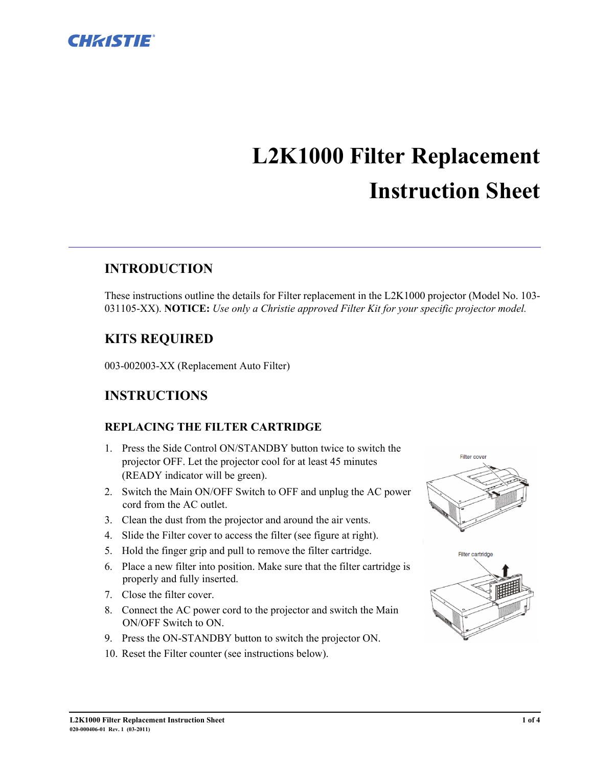CHRISTIE

# L2K1000 Filter Replacement Instruction Sheet

## INTRODUCTION

These instructions outline the details for Filter replacement in the L2K1000 projector (Model No. 103-031105-XX). **NOTICE:** *Use only a Christie approved Filter Kit for your specific projector model.*

## KITS REQUIRED

003-002003-XX (Replacement Auto Filter)

## INSTRUCTIONS

### REPLACING THE FILTER CARTRIDGE

1. Press the Side Control ON/STANDBY button twice to switch the projector OFF. Let the projector cool for at least 45 minutes (READY indicator will be green).
2. Switch the Main ON/OFF Switch to OFF and unplug the AC power cord from the AC outlet.
3. Clean the dust from the projector and around the air vents.
4. Slide the Filter cover to access the filter (see figure at right).
5. Hold the finger grip and pull to remove the filter cartridge.
6. Place a new filter into position. Make sure that the filter cartridge is properly and fully inserted.
7. Close the filter cover.
8. Connect the AC power cord to the projector and switch the Main ON/OFF Switch to ON.
9. Press the ON-STANDBY button to switch the projector ON.
10. Reset the Filter counter (see instructions below).

Filter cover

Filter cartridge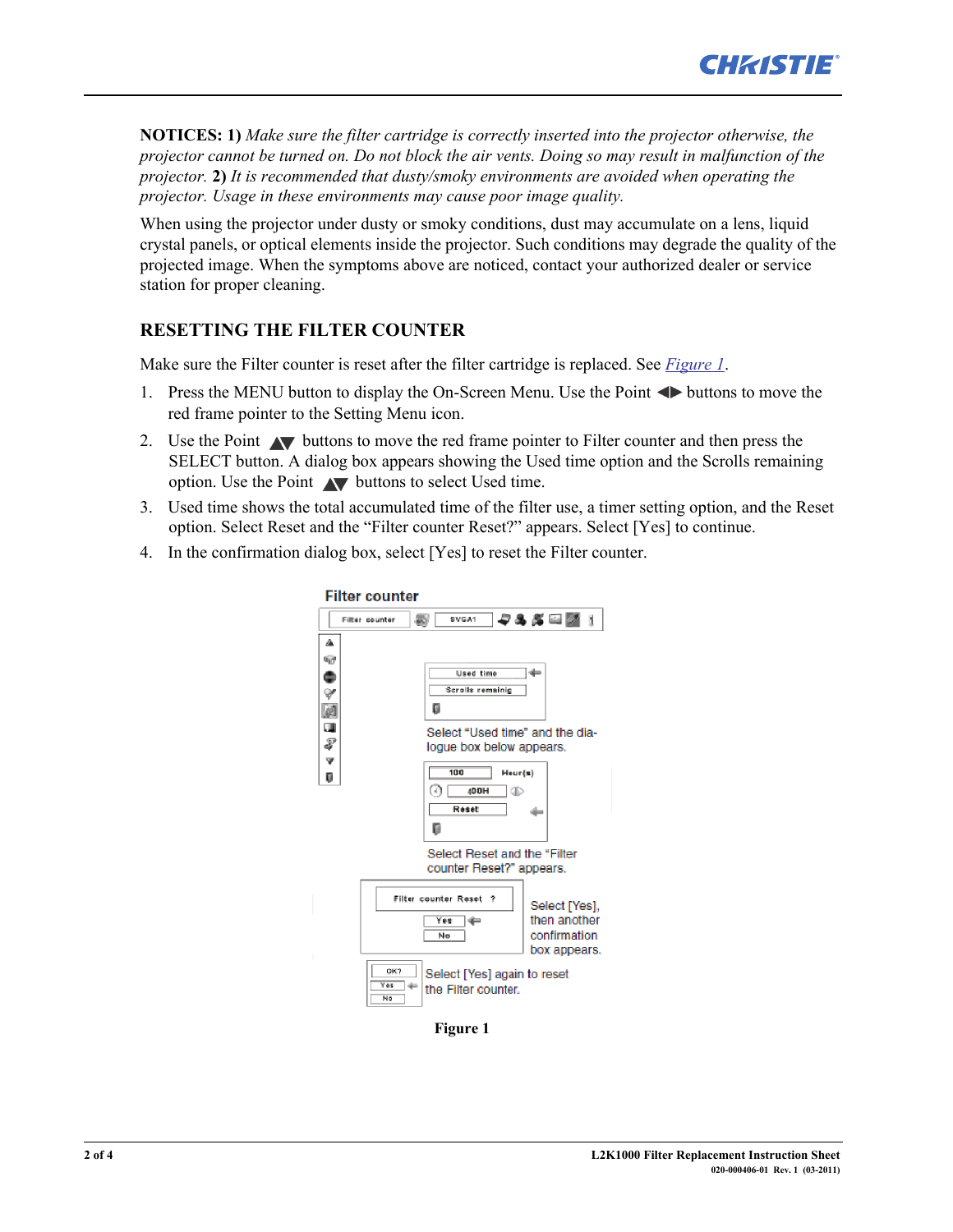**NOTICES: 1)** *Make sure the filter cartridge is correctly inserted into the projector otherwise, the projector cannot be turned on. Do not block the air vents. Doing so may result in malfunction of the projector.* **2)** *It is recommended that dusty/smoky environments are avoided when operating the projector. Usage in these environments may cause poor image quality.*

When using the projector under dusty or smoky conditions, dust may accumulate on a lens, liquid crystal panels, or optical elements inside the projector. Such conditions may degrade the quality of the projected image. When the symptoms above are noticed, contact your authorized dealer or service station for proper cleaning.

## RESETTING THE FILTER COUNTER

Make sure the Filter counter is reset after the filter cartridge is replaced. See *Figure 1*.

1. Press the MENU button to display the On-Screen Menu. Use the Point ◀▶ buttons to move the red frame pointer to the Setting Menu icon.
2. Use the Point ▲▼ buttons to move the red frame pointer to Filter counter and then press the SELECT button. A dialog box appears showing the Used time option and the Scrolls remaining option. Use the Point ▲▼ buttons to select Used time.
3. Used time shows the total accumulated time of the filter use, a timer setting option, and the Reset option. Select Reset and the "Filter counter Reset?" appears. Select [Yes] to continue.
4. In the confirmation dialog box, select [Yes] to reset the Filter counter.

Filter counter

Select "Used time" and the dialogue box below appears.

Select Reset and the "Filter counter Reset?" appears.

Select [Yes], then another confirmation box appears.

Select [Yes] again to reset the Filter counter.

**Figure 1**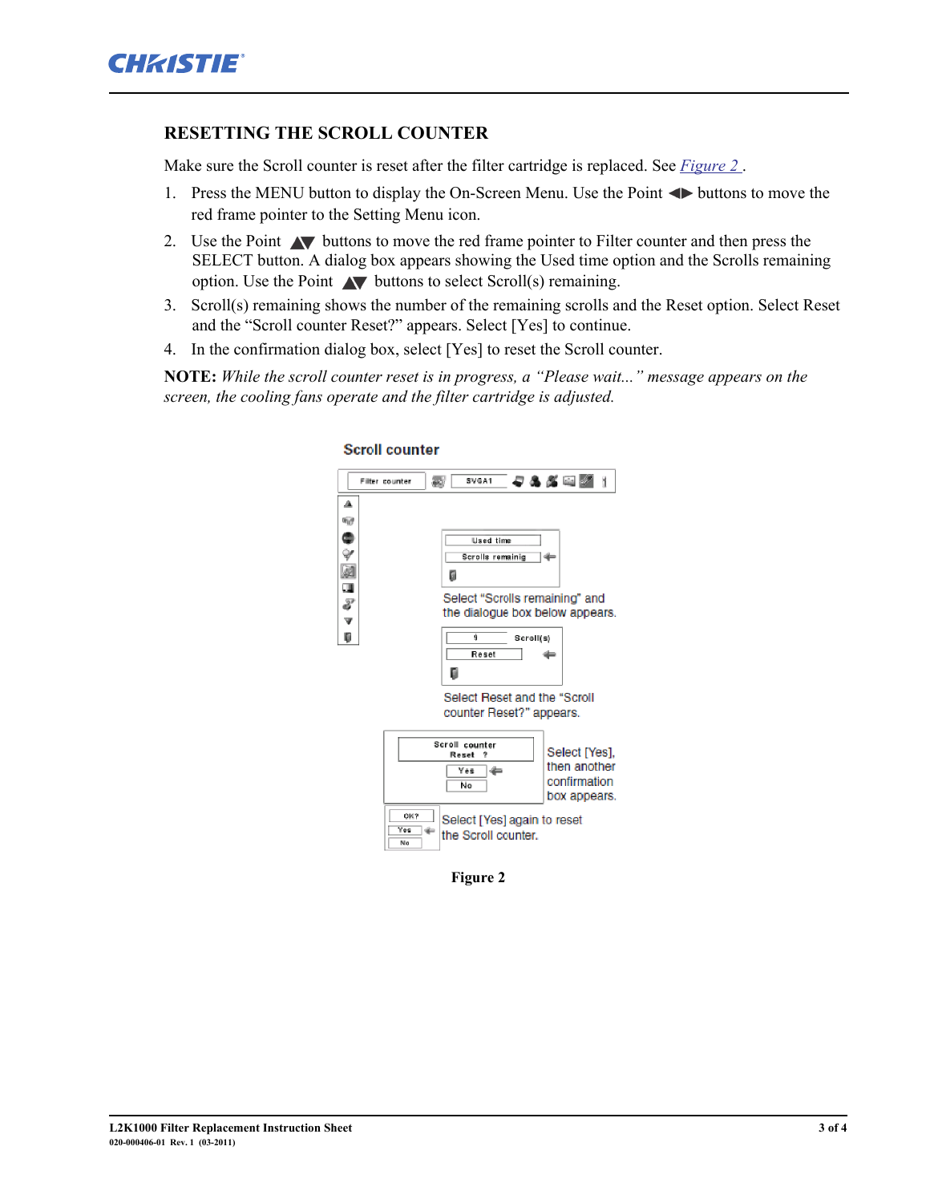## RESETTING THE SCROLL COUNTER

Make sure the Scroll counter is reset after the filter cartridge is replaced. See *Figure 2* .

1. Press the MENU button to display the On-Screen Menu. Use the Point ◀▶ buttons to move the red frame pointer to the Setting Menu icon.
2. Use the Point ▲▼ buttons to move the red frame pointer to Filter counter and then press the SELECT button. A dialog box appears showing the Used time option and the Scrolls remaining option. Use the Point ▲▼ buttons to select Scroll(s) remaining.
3. Scroll(s) remaining shows the number of the remaining scrolls and the Reset option. Select Reset and the “Scroll counter Reset?” appears. Select [Yes] to continue.
4. In the confirmation dialog box, select [Yes] to reset the Scroll counter.

**NOTE:** *While the scroll counter reset is in progress, a “Please wait...” message appears on the screen, the cooling fans operate and the filter cartridge is adjusted.*

Scroll counter

Select “Scrolls remaining” and the dialogue box below appears.

Select Reset and the “Scroll counter Reset?” appears.

Select [Yes], then another confirmation box appears.

Select [Yes] again to reset the Scroll counter.

**Figure 2**